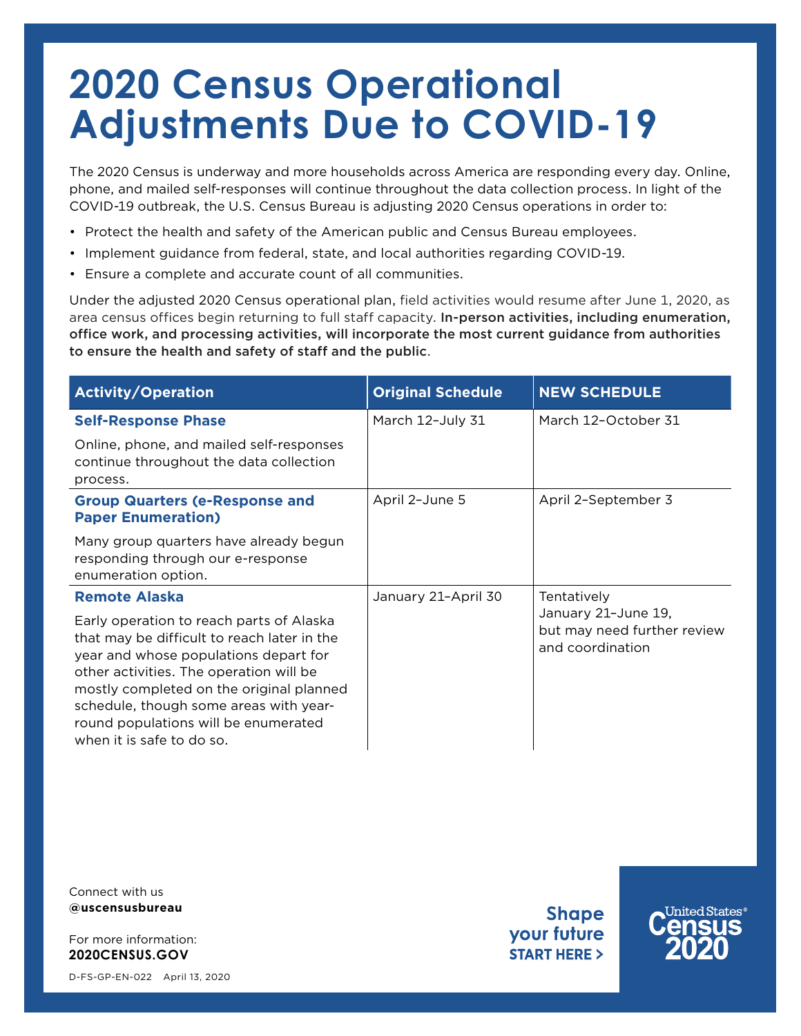# 2020 Census Operational Adjustments Due to COVID-19

The 2020 Census is underway and more households across America are responding every day. Online, phone, and mailed self-responses will continue throughout the data collection process. In light of the COVID-19 outbreak, the U.S. Census Bureau is adjusting 2020 Census operations in order to:

- Protect the health and safety of the American public and Census Bureau employees.
- Implement guidance from federal, state, and local authorities regarding COVID-19.
- Ensure a complete and accurate count of all communities.

Under the adjusted 2020 Census operational plan, field activities would resume after June 1, 2020, as area census offices begin returning to full staff capacity. **In-person activities, including enumeration, office work, and processing activities, will incorporate the most current guidance from authorities to ensure the health and safety of staff and the public**.

| Activity/Operation | Original Schedule | NEW SCHEDULE |
|---|---|---|
| **Self-Response Phase**<br>Online, phone, and mailed self-responses continue throughout the data collection process. | March 12–July 31 | March 12–October 31 |
| **Group Quarters (e-Response and Paper Enumeration)**<br>Many group quarters have already begun responding through our e-response enumeration option. | April 2–June 5 | April 2–September 3 |
| **Remote Alaska**<br>Early operation to reach parts of Alaska that may be difficult to reach later in the year and whose populations depart for other activities. The operation will be mostly completed on the original planned schedule, though some areas with year-round populations will be enumerated when it is safe to do so. | January 21–April 30 | Tentatively January 21–June 19, but may need further review and coordination |

Connect with us
**@uscensusbureau**

For more information:
**2020CENSUS.GOV**

D-FS-GP-EN-022 April 13, 2020

**Shape your future**
**START HERE >**

United States® Census 2020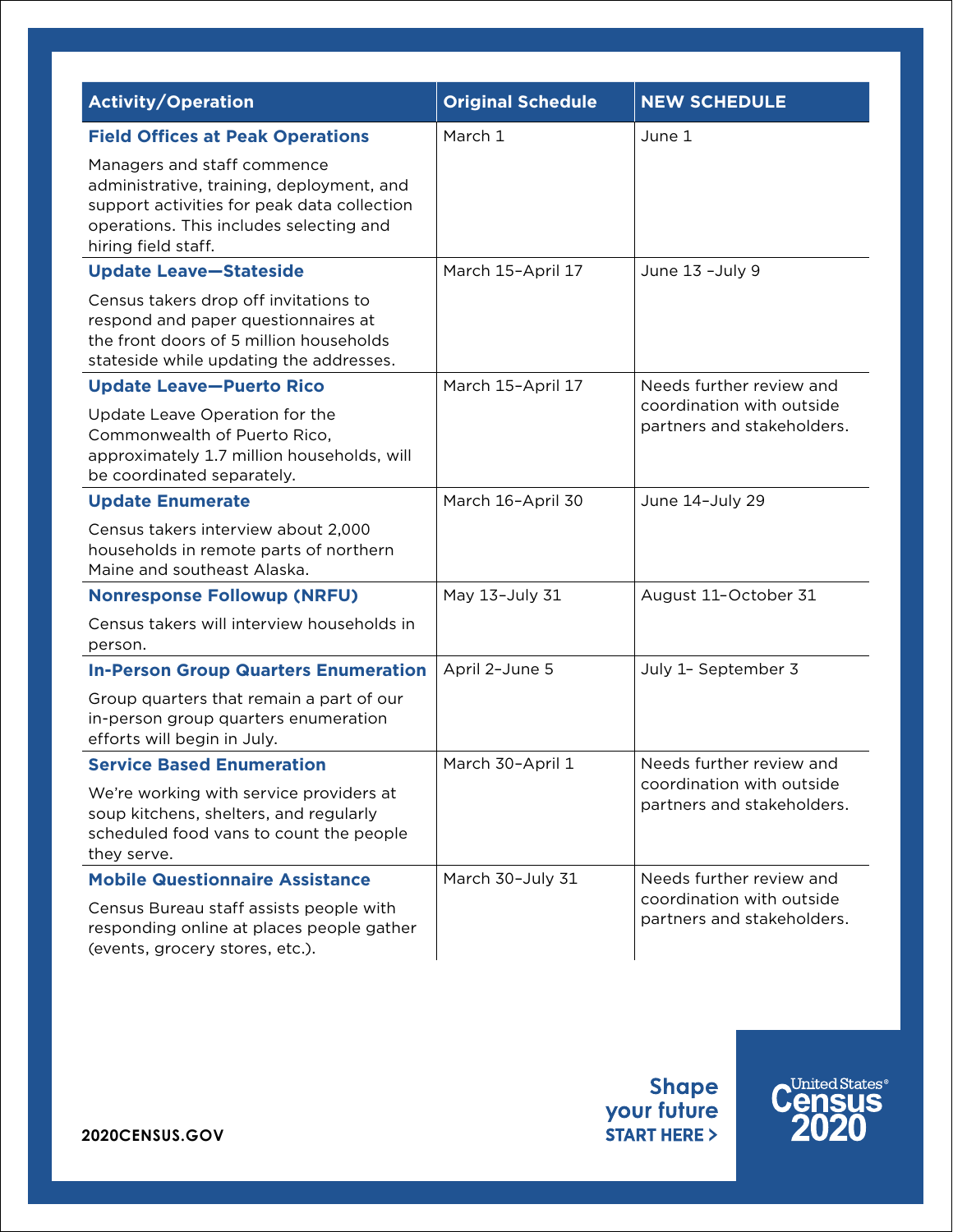| Activity/Operation | Original Schedule | NEW SCHEDULE |
|---|---|---|
| **Field Offices at Peak Operations**<br>Managers and staff commence administrative, training, deployment, and support activities for peak data collection operations. This includes selecting and hiring field staff. | March 1 | June 1 |
| **Update Leave—Stateside**<br>Census takers drop off invitations to respond and paper questionnaires at the front doors of 5 million households stateside while updating the addresses. | March 15–April 17 | June 13 –July 9 |
| **Update Leave—Puerto Rico**<br>Update Leave Operation for the Commonwealth of Puerto Rico, approximately 1.7 million households, will be coordinated separately. | March 15–April 17 | Needs further review and coordination with outside partners and stakeholders. |
| **Update Enumerate**<br>Census takers interview about 2,000 households in remote parts of northern Maine and southeast Alaska. | March 16–April 30 | June 14–July 29 |
| **Nonresponse Followup (NRFU)**<br>Census takers will interview households in person. | May 13–July 31 | August 11–October 31 |
| **In-Person Group Quarters Enumeration**<br>Group quarters that remain a part of our in-person group quarters enumeration efforts will begin in July. | April 2–June 5 | July 1– September 3 |
| **Service Based Enumeration**<br>We're working with service providers at soup kitchens, shelters, and regularly scheduled food vans to count the people they serve. | March 30–April 1 | Needs further review and coordination with outside partners and stakeholders. |
| **Mobile Questionnaire Assistance**<br>Census Bureau staff assists people with responding online at places people gather (events, grocery stores, etc.). | March 30–July 31 | Needs further review and coordination with outside partners and stakeholders. |

2020CENSUS.GOV

Shape your future START HERE >

United States® Census 2020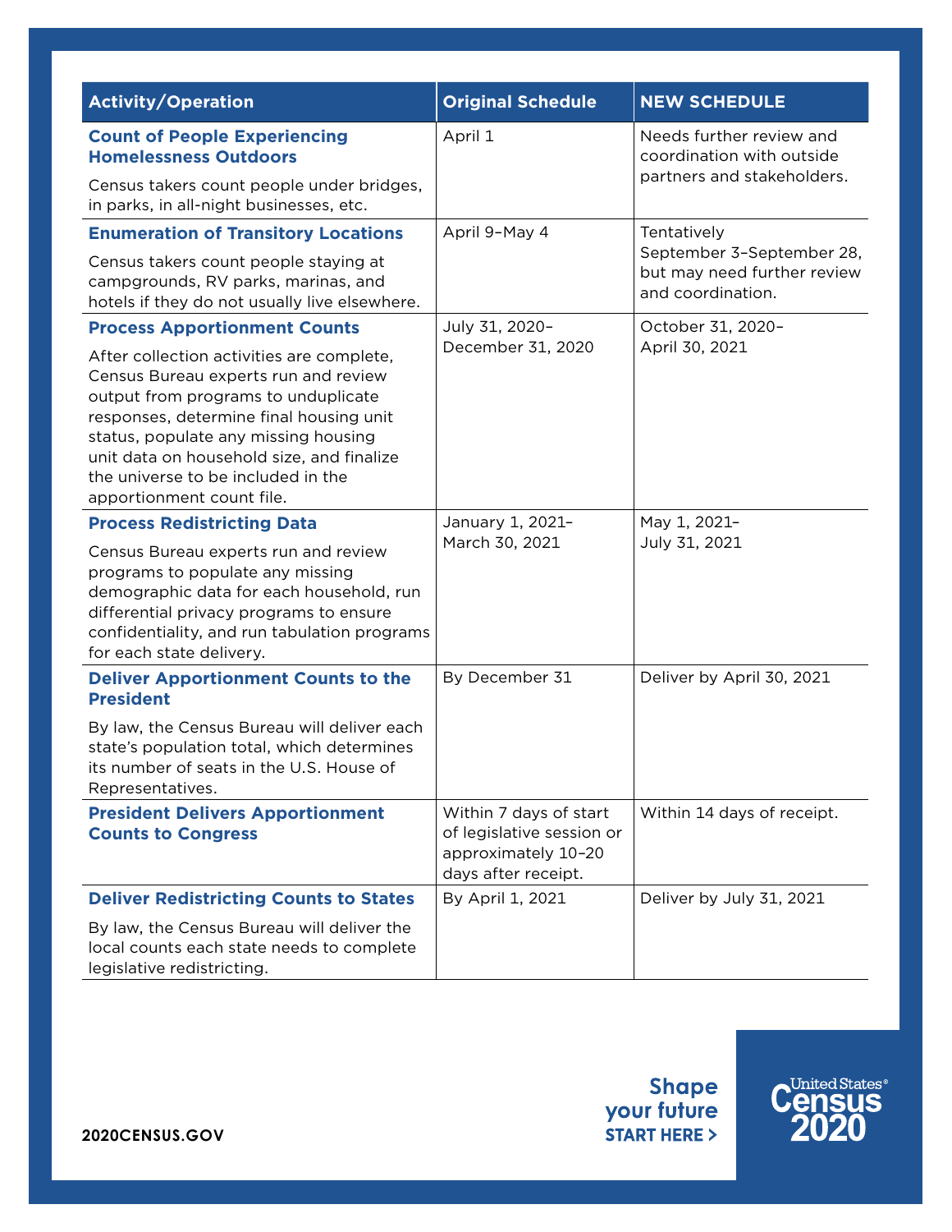| Activity/Operation | Original Schedule | NEW SCHEDULE |
|---|---|---|
| **Count of People Experiencing Homelessness Outdoors**<br>Census takers count people under bridges, in parks, in all-night businesses, etc. | April 1 | Needs further review and coordination with outside partners and stakeholders. |
| **Enumeration of Transitory Locations**<br>Census takers count people staying at campgrounds, RV parks, marinas, and hotels if they do not usually live elsewhere. | April 9–May 4 | Tentatively September 3–September 28, but may need further review and coordination. |
| **Process Apportionment Counts**<br>After collection activities are complete, Census Bureau experts run and review output from programs to unduplicate responses, determine final housing unit status, populate any missing housing unit data on household size, and finalize the universe to be included in the apportionment count file. | July 31, 2020–December 31, 2020 | October 31, 2020–April 30, 2021 |
| **Process Redistricting Data**<br>Census Bureau experts run and review programs to populate any missing demographic data for each household, run differential privacy programs to ensure confidentiality, and run tabulation programs for each state delivery. | January 1, 2021–March 30, 2021 | May 1, 2021–July 31, 2021 |
| **Deliver Apportionment Counts to the President**<br>By law, the Census Bureau will deliver each state's population total, which determines its number of seats in the U.S. House of Representatives. | By December 31 | Deliver by April 30, 2021 |
| **President Delivers Apportionment Counts to Congress** | Within 7 days of start of legislative session or approximately 10–20 days after receipt. | Within 14 days of receipt. |
| **Deliver Redistricting Counts to States**<br>By law, the Census Bureau will deliver the local counts each state needs to complete legislative redistricting. | By April 1, 2021 | Deliver by July 31, 2021 |

2020CENSUS.GOV

Shape your future START HERE >

United States® Census 2020